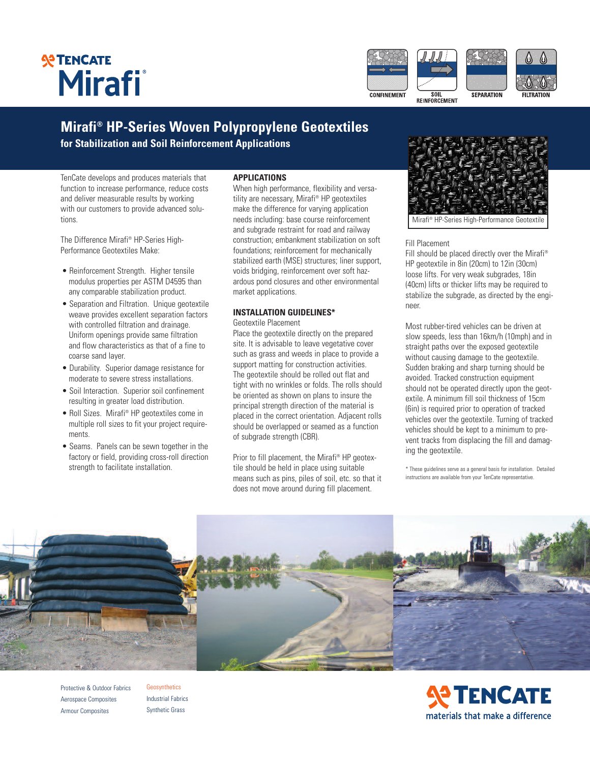TENCATE Mirafi®

CONFINEMENT | SOIL REINFORCEMENT | SEPARATION | FILTRATION

# Mirafi® HP-Series Woven Polypropylene Geotextiles

## for Stabilization and Soil Reinforcement Applications

TenCate develops and produces materials that function to increase performance, reduce costs and deliver measurable results by working with our customers to provide advanced solutions.

The Difference Mirafi® HP-Series High-Performance Geotextiles Make:

- Reinforcement Strength. Higher tensile modulus properties per ASTM D4595 than any comparable stabilization product.
- Separation and Filtration. Unique geotextile weave provides excellent separation factors with controlled filtration and drainage. Uniform openings provide same filtration and flow characteristics as that of a fine to coarse sand layer.
- Durability. Superior damage resistance for moderate to severe stress installations.
- Soil Interaction. Superior soil confinement resulting in greater load distribution.
- Roll Sizes. Mirafi® HP geotextiles come in multiple roll sizes to fit your project requirements.
- Seams. Panels can be sewn together in the factory or field, providing cross-roll direction strength to facilitate installation.

### APPLICATIONS

When high performance, flexibility and versatility are necessary, Mirafi® HP geotextiles make the difference for varying application needs including: base course reinforcement and subgrade restraint for road and railway construction; embankment stabilization on soft foundations; reinforcement for mechanically stabilized earth (MSE) structures; liner support, voids bridging, reinforcement over soft hazardous pond closures and other environmental market applications.

### INSTALLATION GUIDELINES*

Geotextile Placement

Place the geotextile directly on the prepared site. It is advisable to leave vegetative cover such as grass and weeds in place to provide a support matting for construction activities. The geotextile should be rolled out flat and tight with no wrinkles or folds. The rolls should be oriented as shown on plans to insure the principal strength direction of the material is placed in the correct orientation. Adjacent rolls should be overlapped or seamed as a function of subgrade strength (CBR).

Prior to fill placement, the Mirafi® HP geotextile should be held in place using suitable means such as pins, piles of soil, etc. so that it does not move around during fill placement.

Mirafi® HP-Series High-Performance Geotextile

Fill Placement

Fill should be placed directly over the Mirafi® HP geotextile in 8in (20cm) to 12in (30cm) loose lifts. For very weak subgrades, 18in (40cm) lifts or thicker lifts may be required to stabilize the subgrade, as directed by the engineer.

Most rubber-tired vehicles can be driven at slow speeds, less than 16km/h (10mph) and in straight paths over the exposed geotextile without causing damage to the geotextile. Sudden braking and sharp turning should be avoided. Tracked construction equipment should not be operated directly upon the geotextile. A minimum fill soil thickness of 15cm (6in) is required prior to operation of tracked vehicles over the geotextile. Turning of tracked vehicles should be kept to a minimum to prevent tracks from displacing the fill and damaging the geotextile.

\* These guidelines serve as a general basis for installation. Detailed instructions are available from your TenCate representative.

Protective & Outdoor Fabrics
Aerospace Composites
Armour Composites
Geosynthetics
Industrial Fabrics
Synthetic Grass

TENCATE
materials that make a difference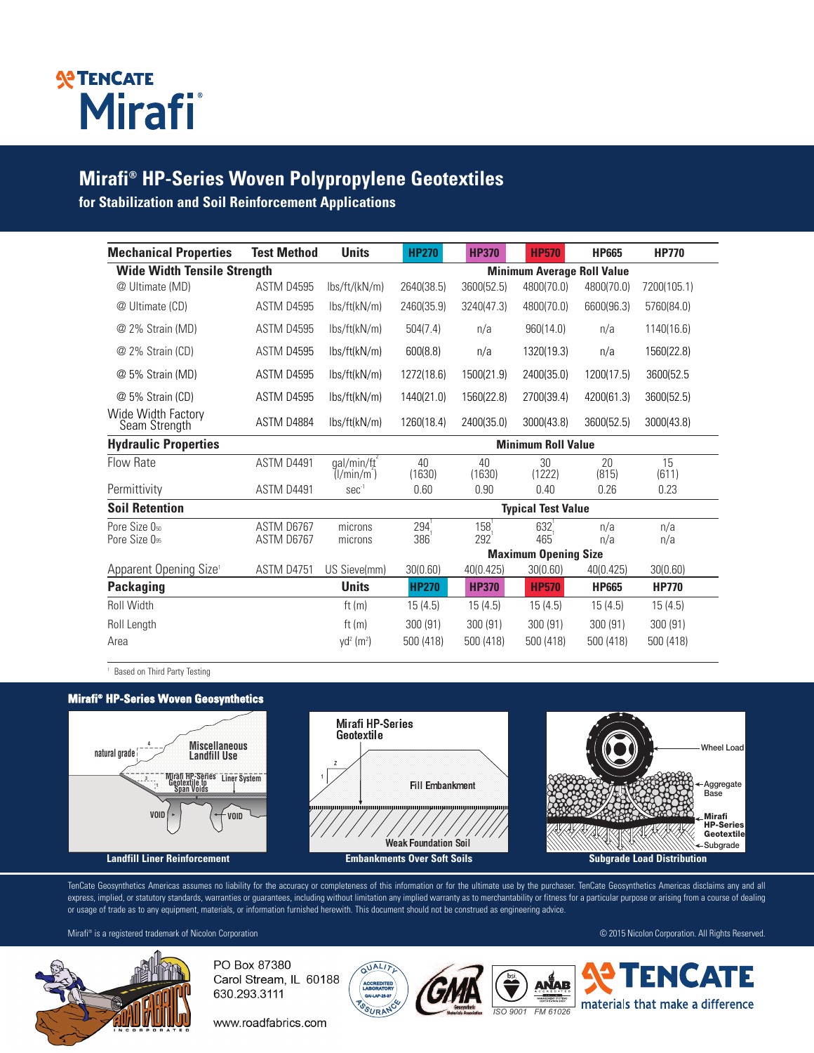# TenCate Mirafi®

## Mirafi® HP-Series Woven Polypropylene Geotextiles

### for Stabilization and Soil Reinforcement Applications

| Mechanical Properties | Test Method | Units | HP270 | HP370 | HP570 | HP665 | HP770 |
|---|---|---|---|---|---|---|---|
| **Wide Width Tensile Strength** | | | | | Minimum Average Roll Value | | |
| @ Ultimate (MD) | ASTM D4595 | lbs/ft/(kN/m) | 2640(38.5) | 3600(52.5) | 4800(70.0) | 4800(70.0) | 7200(105.1) |
| @ Ultimate (CD) | ASTM D4595 | lbs/ft(kN/m) | 2460(35.9) | 3240(47.3) | 4800(70.0) | 6600(96.3) | 5760(84.0) |
| @ 2% Strain (MD) | ASTM D4595 | lbs/ft(kN/m) | 504(7.4) | n/a | 960(14.0) | n/a | 1140(16.6) |
| @ 2% Strain (CD) | ASTM D4595 | lbs/ft(kN/m) | 600(8.8) | n/a | 1320(19.3) | n/a | 1560(22.8) |
| @ 5% Strain (MD) | ASTM D4595 | lbs/ft(kN/m) | 1272(18.6) | 1500(21.9) | 2400(35.0) | 1200(17.5) | 3600(52.5 |
| @ 5% Strain (CD) | ASTM D4595 | lbs/ft(kN/m) | 1440(21.0) | 1560(22.8) | 2700(39.4) | 4200(61.3) | 3600(52.5) |
| Wide Width Factory Seam Strength | ASTM D4884 | lbs/ft(kN/m) | 1260(18.4) | 2400(35.0) | 3000(43.8) | 3600(52.5) | 3000(43.8) |
| **Hydraulic Properties** | | | | | Minimum Roll Value | | |
| Flow Rate | ASTM D4491 | gal/min/ft² (l/min/m²) | 40 (1630) | 40 (1630) | 30 (1222) | 20 (815) | 15 (611) |
| Permittivity | ASTM D4491 | sec⁻¹ | 0.60 | 0.90 | 0.40 | 0.26 | 0.23 |
| **Soil Retention** | | | | | Typical Test Value | | |
| Pore Size $O_{50}$ | ASTM D6767 | microns | 294[1] | 158[1] | 632[1] | n/a | n/a |
| Pore Size $O_{95}$ | ASTM D6767 | microns | 386[1] | 292[1] | 465[1] | n/a | n/a |
| | | | | | Maximum Opening Size | | |
| Apparent Opening Size[1] | ASTM D4751 | US Sieve(mm) | 30(0.60) | 40(0.425) | 30(0.60) | 40(0.425) | 30(0.60) |

| Packaging | | Units | HP270 | HP370 | HP570 | HP665 | HP770 |
|---|---|---|---|---|---|---|---|
| Roll Width | | ft (m) | 15 (4.5) | 15 (4.5) | 15 (4.5) | 15 (4.5) | 15 (4.5) |
| Roll Length | | ft (m) | 300 (91) | 300 (91) | 300 (91) | 300 (91) | 300 (91) |
| Area | | yd² (m²) | 500 (418) | 500 (418) | 500 (418) | 500 (418) | 500 (418) |

[1] Based on Third Party Testing

### Mirafi® HP-Series Woven Geosynthetics

natural grade
Miscellaneous Landfill Use
Mirafi HP-Series Geotextile to Span Voids
Liner System
VOID
VOID

**Landfill Liner Reinforcement**

Mirafi HP-Series Geotextile
Fill Embankment
Weak Foundation Soil

**Embankments Over Soft Soils**

Wheel Load
Aggregate Base
Mirafi HP-Series Geotextile
Subgrade

**Subgrade Load Distribution**

TenCate Geosynthetics Americas assumes no liability for the accuracy or completeness of this information or for the ultimate use by the purchaser. TenCate Geosynthetics Americas disclaims any and all express, implied, or statutory standards, warranties or guarantees, including without limitation any implied warranty as to merchantability or fitness for a particular purpose or arising from a course of dealing or usage of trade as to any equipment, materials, or information furnished herewith. This document should not be construed as engineering advice.

Mirafi® is a registered trademark of Nicolon Corporation

© 2015 Nicolon Corporation. All Rights Reserved.

PO Box 87380
Carol Stream, IL 60188
630.293.3111

www.roadfabrics.com

ISO 9001 FM 61026

TENCATE materials that make a difference